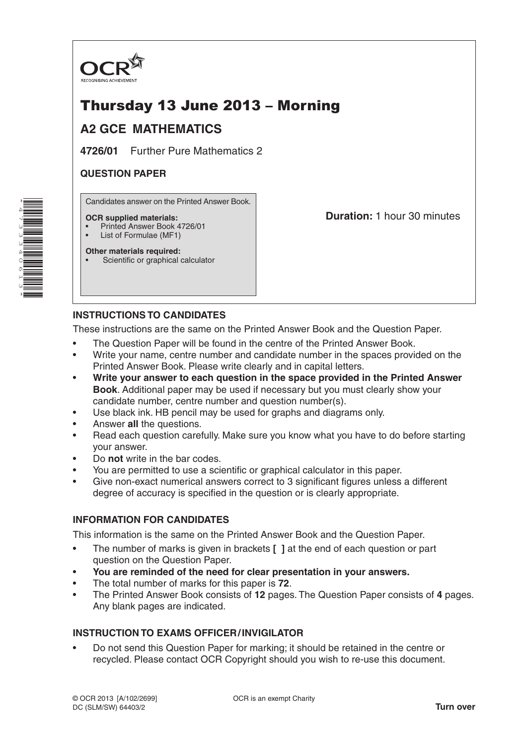OCR
RECOGNISING ACHIEVEMENT

# Thursday 13 June 2013 – Morning

## A2 GCE MATHEMATICS

**4726/01** Further Pure Mathematics 2

**QUESTION PAPER**

Candidates answer on the Printed Answer Book.

**OCR supplied materials:**
- Printed Answer Book 4726/01
- List of Formulae (MF1)

**Other materials required:**
- Scientific or graphical calculator

**Duration:** 1 hour 30 minutes

### INSTRUCTIONS TO CANDIDATES

These instructions are the same on the Printed Answer Book and the Question Paper.

- The Question Paper will be found in the centre of the Printed Answer Book.
- Write your name, centre number and candidate number in the spaces provided on the Printed Answer Book. Please write clearly and in capital letters.
- **Write your answer to each question in the space provided in the Printed Answer Book**. Additional paper may be used if necessary but you must clearly show your candidate number, centre number and question number(s).
- Use black ink. HB pencil may be used for graphs and diagrams only.
- Answer **all** the questions.
- Read each question carefully. Make sure you know what you have to do before starting your answer.
- Do **not** write in the bar codes.
- You are permitted to use a scientific or graphical calculator in this paper.
- Give non-exact numerical answers correct to 3 significant figures unless a different degree of accuracy is specified in the question or is clearly appropriate.

### INFORMATION FOR CANDIDATES

This information is the same on the Printed Answer Book and the Question Paper.

- The number of marks is given in brackets **[ ]** at the end of each question or part question on the Question Paper.
- **You are reminded of the need for clear presentation in your answers.**
- The total number of marks for this paper is **72**.
- The Printed Answer Book consists of **12** pages. The Question Paper consists of **4** pages. Any blank pages are indicated.

### INSTRUCTION TO EXAMS OFFICER / INVIGILATOR

- Do not send this Question Paper for marking; it should be retained in the centre or recycled. Please contact OCR Copyright should you wish to re-use this document.

© OCR 2013 [A/102/2699]
DC (SLM/SW) 64403/2

OCR is an exempt Charity

**Turn over**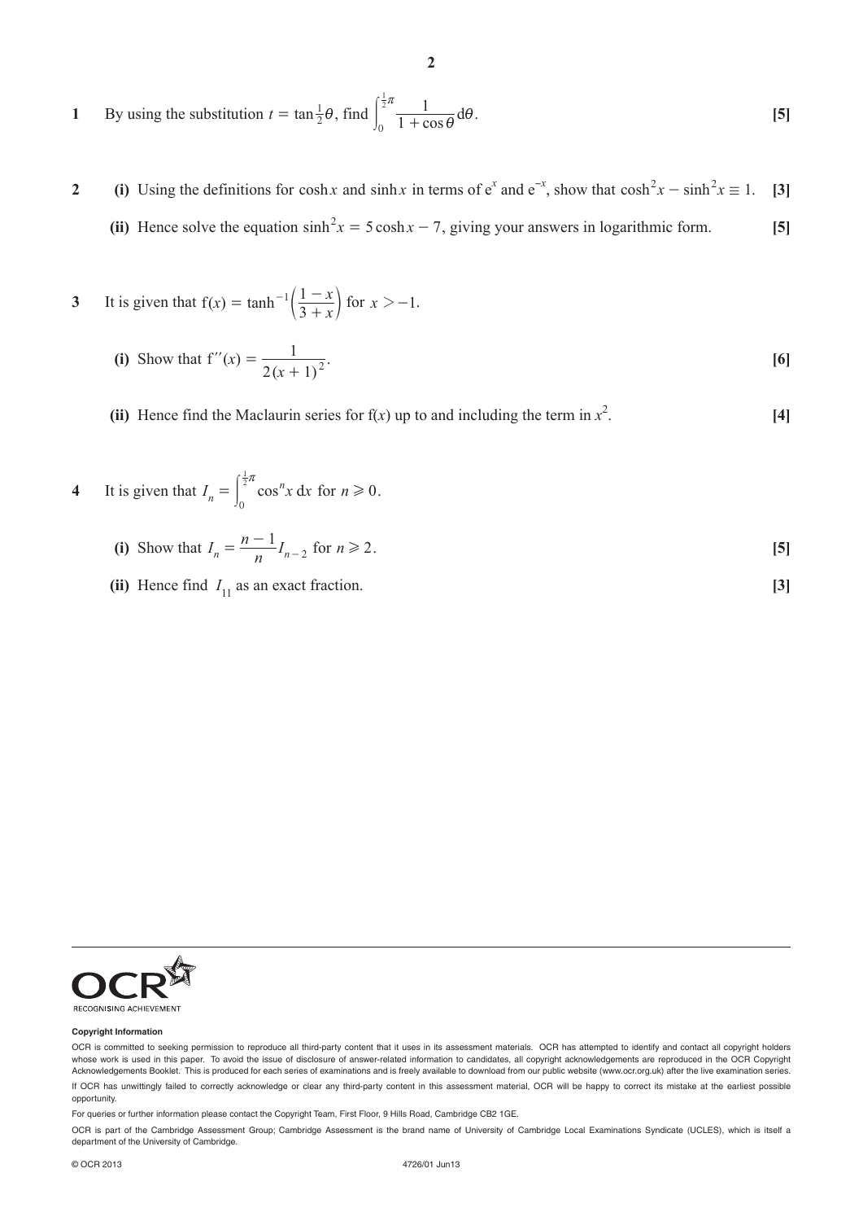**1** By using the substitution $t = \tan\frac{1}{2}\theta$, find $\int_0^{\frac{1}{2}\pi} \frac{1}{1+\cos\theta}\,d\theta$. **[5]**

**2** **(i)** Using the definitions for $\cosh x$ and $\sinh x$ in terms of $e^x$ and $e^{-x}$, show that $\cosh^2 x - \sinh^2 x \equiv 1$. **[3]**

**(ii)** Hence solve the equation $\sinh^2 x = 5\cosh x - 7$, giving your answers in logarithmic form. **[5]**

**3** It is given that $f(x) = \tanh^{-1}\left(\frac{1-x}{3+x}\right)$ for $x > -1$.

**(i)** Show that $f''(x) = \frac{1}{2(x+1)^2}$. **[6]**

**(ii)** Hence find the Maclaurin series for $f(x)$ up to and including the term in $x^2$. **[4]**

**4** It is given that $I_n = \int_0^{\frac{1}{2}\pi} \cos^n x\,dx$ for $n \geqslant 0$.

**(i)** Show that $I_n = \frac{n-1}{n} I_{n-2}$ for $n \geqslant 2$. **[5]**

**(ii)** Hence find $I_{11}$ as an exact fraction. **[3]**

**Copyright Information**

OCR is committed to seeking permission to reproduce all third-party content that it uses in its assessment materials. OCR has attempted to identify and contact all copyright holders whose work is used in this paper. To avoid the issue of disclosure of answer-related information to candidates, all copyright acknowledgements are reproduced in the OCR Copyright Acknowledgements Booklet. This is produced for each series of examinations and is freely available to download from our public website (www.ocr.org.uk) after the live examination series.

If OCR has unwittingly failed to correctly acknowledge or clear any third-party content in this assessment material, OCR will be happy to correct its mistake at the earliest possible opportunity.

For queries or further information please contact the Copyright Team, First Floor, 9 Hills Road, Cambridge CB2 1GE.

OCR is part of the Cambridge Assessment Group; Cambridge Assessment is the brand name of University of Cambridge Local Examinations Syndicate (UCLES), which is itself a department of the University of Cambridge.

© OCR 2013 4726/01 Jun13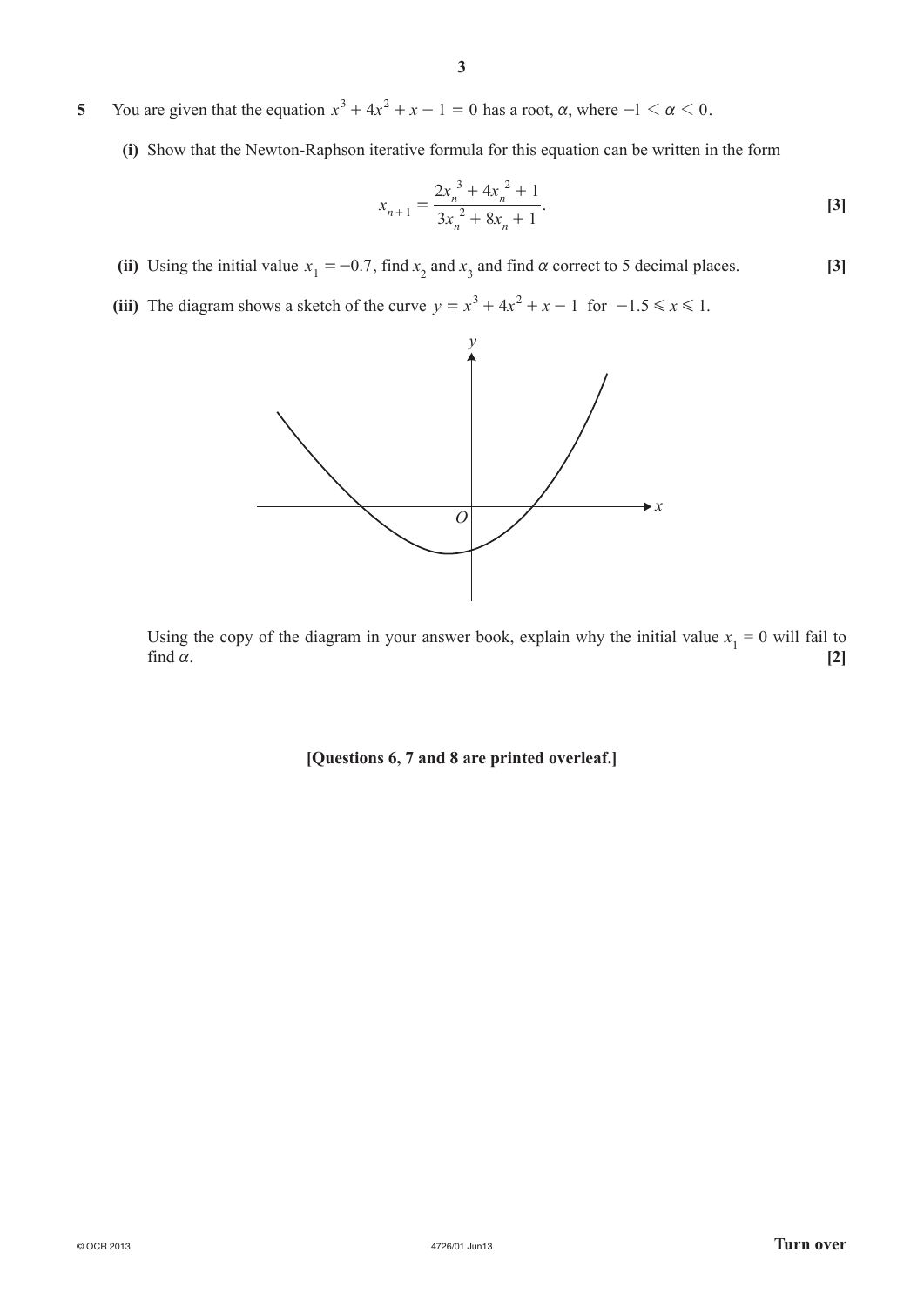**5** You are given that the equation $x^3 + 4x^2 + x - 1 = 0$ has a root, $\alpha$, where $-1 < \alpha < 0$.

**(i)** Show that the Newton-Raphson iterative formula for this equation can be written in the form

$$x_{n+1} = \frac{2x_n^{\,3} + 4x_n^{\,2} + 1}{3x_n^{\,2} + 8x_n + 1}.$$

**[3]**

**(ii)** Using the initial value $x_1 = -0.7$, find $x_2$ and $x_3$ and find $\alpha$ correct to 5 decimal places. **[3]**

**(iii)** The diagram shows a sketch of the curve $y = x^3 + 4x^2 + x - 1$ for $-1.5 \leqslant x \leqslant 1$.

Using the copy of the diagram in your answer book, explain why the initial value $x_1 = 0$ will fail to find $\alpha$. **[2]**

**[Questions 6, 7 and 8 are printed overleaf.]**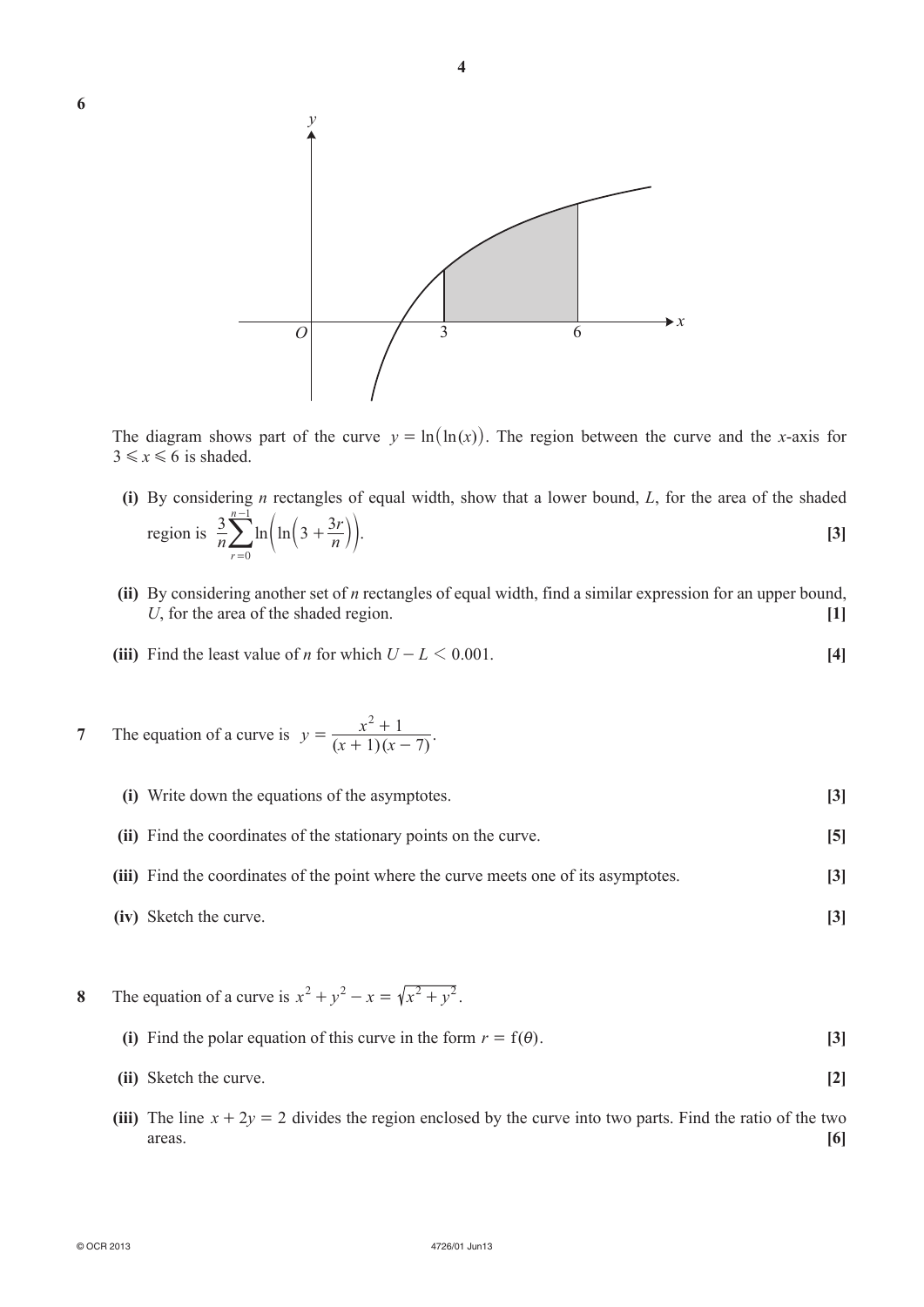**6**

y

O 3 6 x

The diagram shows part of the curve $y = \ln(\ln(x))$. The region between the curve and the $x$-axis for $3 \leqslant x \leqslant 6$ is shaded.

**(i)** By considering $n$ rectangles of equal width, show that a lower bound, $L$, for the area of the shaded region is $\dfrac{3}{n}\displaystyle\sum_{r=0}^{n-1} \ln\left(\ln\left(3 + \frac{3r}{n}\right)\right)$. **[3]**

**(ii)** By considering another set of $n$ rectangles of equal width, find a similar expression for an upper bound, $U$, for the area of the shaded region. **[1]**

**(iii)** Find the least value of $n$ for which $U - L < 0.001$. **[4]**

**7** The equation of a curve is $y = \dfrac{x^2 + 1}{(x+1)(x-7)}$.

**(i)** Write down the equations of the asymptotes. **[3]**

**(ii)** Find the coordinates of the stationary points on the curve. **[5]**

**(iii)** Find the coordinates of the point where the curve meets one of its asymptotes. **[3]**

**(iv)** Sketch the curve. **[3]**

**8** The equation of a curve is $x^2 + y^2 - x = \sqrt{x^2 + y^2}$.

**(i)** Find the polar equation of this curve in the form $r = \mathrm{f}(\theta)$. **[3]**

**(ii)** Sketch the curve. **[2]**

**(iii)** The line $x + 2y = 2$ divides the region enclosed by the curve into two parts. Find the ratio of the two areas. **[6]**